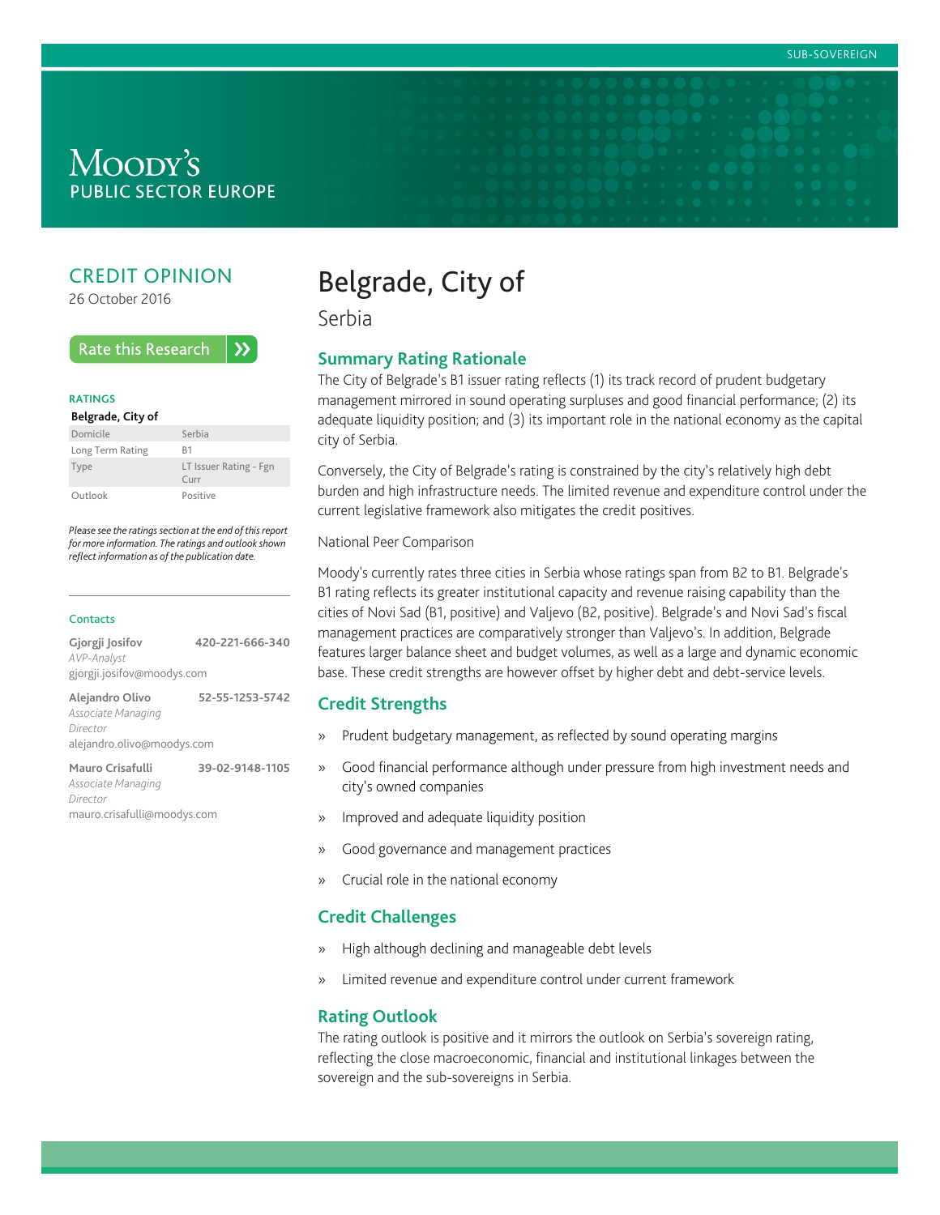SUB-SOVEREIGN

MOODY'S
PUBLIC SECTOR EUROPE

CREDIT OPINION

26 October 2016

Rate this Research

**RATINGS**

**Belgrade, City of**

| | |
|---|---|
| Domicile | Serbia |
| Long Term Rating | B1 |
| Type | LT Issuer Rating - Fgn Curr |
| Outlook | Positive |

*Please see the ratings section at the end of this report for more information. The ratings and outlook shown reflect information as of the publication date.*

**Contacts**

**Gjorgji Josifov** 420-221-666-340
*AVP-Analyst*
gjorgji.josifov@moodys.com

**Alejandro Olivo** 52-55-1253-5742
*Associate Managing Director*
alejandro.olivo@moodys.com

**Mauro Crisafulli** 39-02-9148-1105
*Associate Managing Director*
mauro.crisafulli@moodys.com

# Belgrade, City of

Serbia

## Summary Rating Rationale

The City of Belgrade's B1 issuer rating reflects (1) its track record of prudent budgetary management mirrored in sound operating surpluses and good financial performance; (2) its adequate liquidity position; and (3) its important role in the national economy as the capital city of Serbia.

Conversely, the City of Belgrade's rating is constrained by the city's relatively high debt burden and high infrastructure needs. The limited revenue and expenditure control under the current legislative framework also mitigates the credit positives.

National Peer Comparison

Moody's currently rates three cities in Serbia whose ratings span from B2 to B1. Belgrade's B1 rating reflects its greater institutional capacity and revenue raising capability than the cities of Novi Sad (B1, positive) and Valjevo (B2, positive). Belgrade's and Novi Sad's fiscal management practices are comparatively stronger than Valjevo's. In addition, Belgrade features larger balance sheet and budget volumes, as well as a large and dynamic economic base. These credit strengths are however offset by higher debt and debt-service levels.

## Credit Strengths

» Prudent budgetary management, as reflected by sound operating margins

» Good financial performance although under pressure from high investment needs and city's owned companies

» Improved and adequate liquidity position

» Good governance and management practices

» Crucial role in the national economy

## Credit Challenges

» High although declining and manageable debt levels

» Limited revenue and expenditure control under current framework

## Rating Outlook

The rating outlook is positive and it mirrors the outlook on Serbia's sovereign rating, reflecting the close macroeconomic, financial and institutional linkages between the sovereign and the sub-sovereigns in Serbia.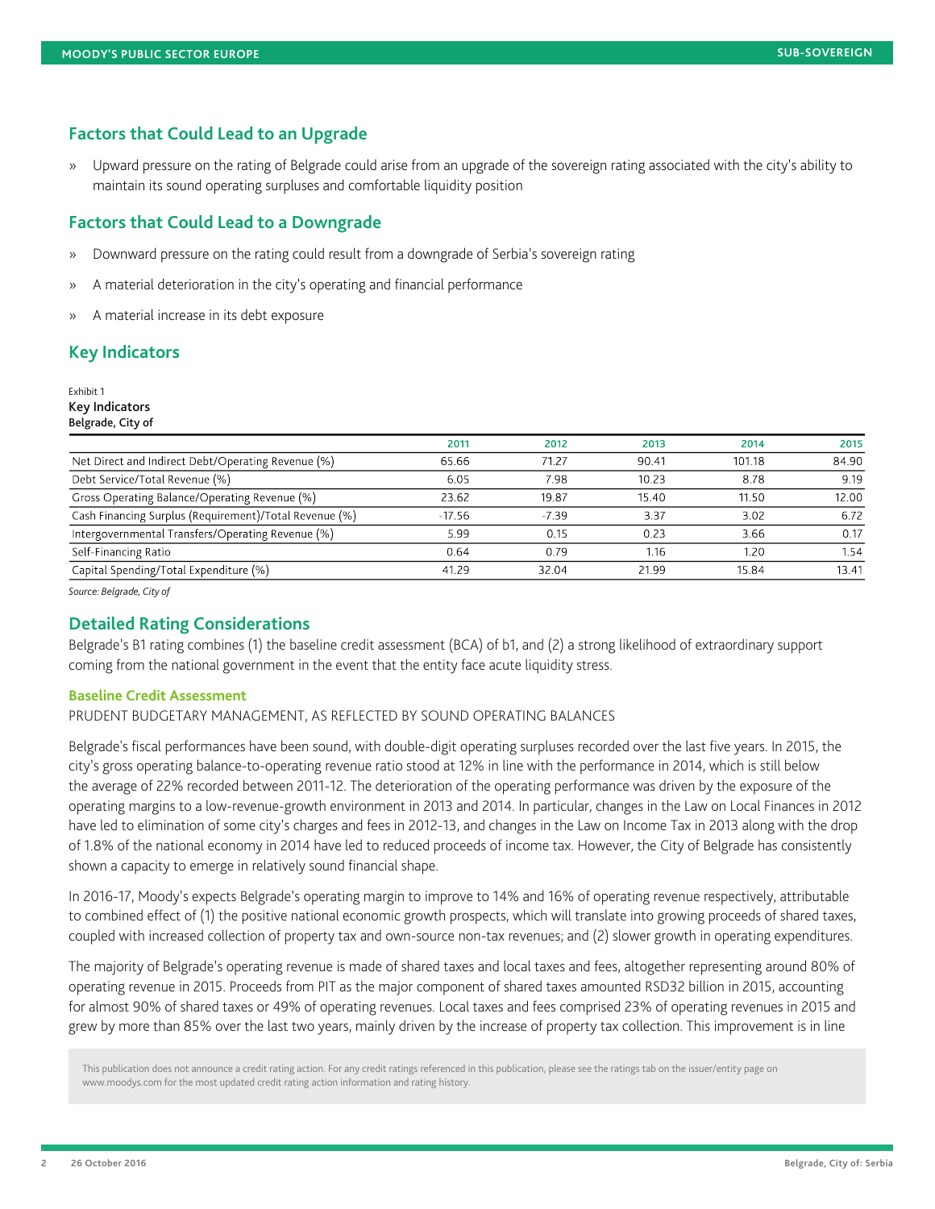## Factors that Could Lead to an Upgrade

» Upward pressure on the rating of Belgrade could arise from an upgrade of the sovereign rating associated with the city's ability to maintain its sound operating surpluses and comfortable liquidity position

## Factors that Could Lead to a Downgrade

» Downward pressure on the rating could result from a downgrade of Serbia's sovereign rating

» A material deterioration in the city's operating and financial performance

» A material increase in its debt exposure

## Key Indicators

Exhibit 1
**Key Indicators**
**Belgrade, City of**

| | 2011 | 2012 | 2013 | 2014 | 2015 |
|---|---|---|---|---|---|
| Net Direct and Indirect Debt/Operating Revenue (%) | 65.66 | 71.27 | 90.41 | 101.18 | 84.90 |
| Debt Service/Total Revenue (%) | 6.05 | 7.98 | 10.23 | 8.78 | 9.19 |
| Gross Operating Balance/Operating Revenue (%) | 23.62 | 19.87 | 15.40 | 11.50 | 12.00 |
| Cash Financing Surplus (Requirement)/Total Revenue (%) | -17.56 | -7.39 | 3.37 | 3.02 | 6.72 |
| Intergovernmental Transfers/Operating Revenue (%) | 5.99 | 0.15 | 0.23 | 3.66 | 0.17 |
| Self-Financing Ratio | 0.64 | 0.79 | 1.16 | 1.20 | 1.54 |
| Capital Spending/Total Expenditure (%) | 41.29 | 32.04 | 21.99 | 15.84 | 13.41 |

*Source: Belgrade, City of*

## Detailed Rating Considerations

Belgrade's B1 rating combines (1) the baseline credit assessment (BCA) of b1, and (2) a strong likelihood of extraordinary support coming from the national government in the event that the entity face acute liquidity stress.

### Baseline Credit Assessment

PRUDENT BUDGETARY MANAGEMENT, AS REFLECTED BY SOUND OPERATING BALANCES

Belgrade's fiscal performances have been sound, with double-digit operating surpluses recorded over the last five years. In 2015, the city's gross operating balance-to-operating revenue ratio stood at 12% in line with the performance in 2014, which is still below the average of 22% recorded between 2011-12. The deterioration of the operating performance was driven by the exposure of the operating margins to a low-revenue-growth environment in 2013 and 2014. In particular, changes in the Law on Local Finances in 2012 have led to elimination of some city's charges and fees in 2012-13, and changes in the Law on Income Tax in 2013 along with the drop of 1.8% of the national economy in 2014 have led to reduced proceeds of income tax. However, the City of Belgrade has consistently shown a capacity to emerge in relatively sound financial shape.

In 2016-17, Moody's expects Belgrade's operating margin to improve to 14% and 16% of operating revenue respectively, attributable to combined effect of (1) the positive national economic growth prospects, which will translate into growing proceeds of shared taxes, coupled with increased collection of property tax and own-source non-tax revenues; and (2) slower growth in operating expenditures.

The majority of Belgrade's operating revenue is made of shared taxes and local taxes and fees, altogether representing around 80% of operating revenue in 2015. Proceeds from PIT as the major component of shared taxes amounted RSD32 billion in 2015, accounting for almost 90% of shared taxes or 49% of operating revenues. Local taxes and fees comprised 23% of operating revenues in 2015 and grew by more than 85% over the last two years, mainly driven by the increase of property tax collection. This improvement is in line

This publication does not announce a credit rating action. For any credit ratings referenced in this publication, please see the ratings tab on the issuer/entity page on www.moodys.com for the most updated credit rating action information and rating history.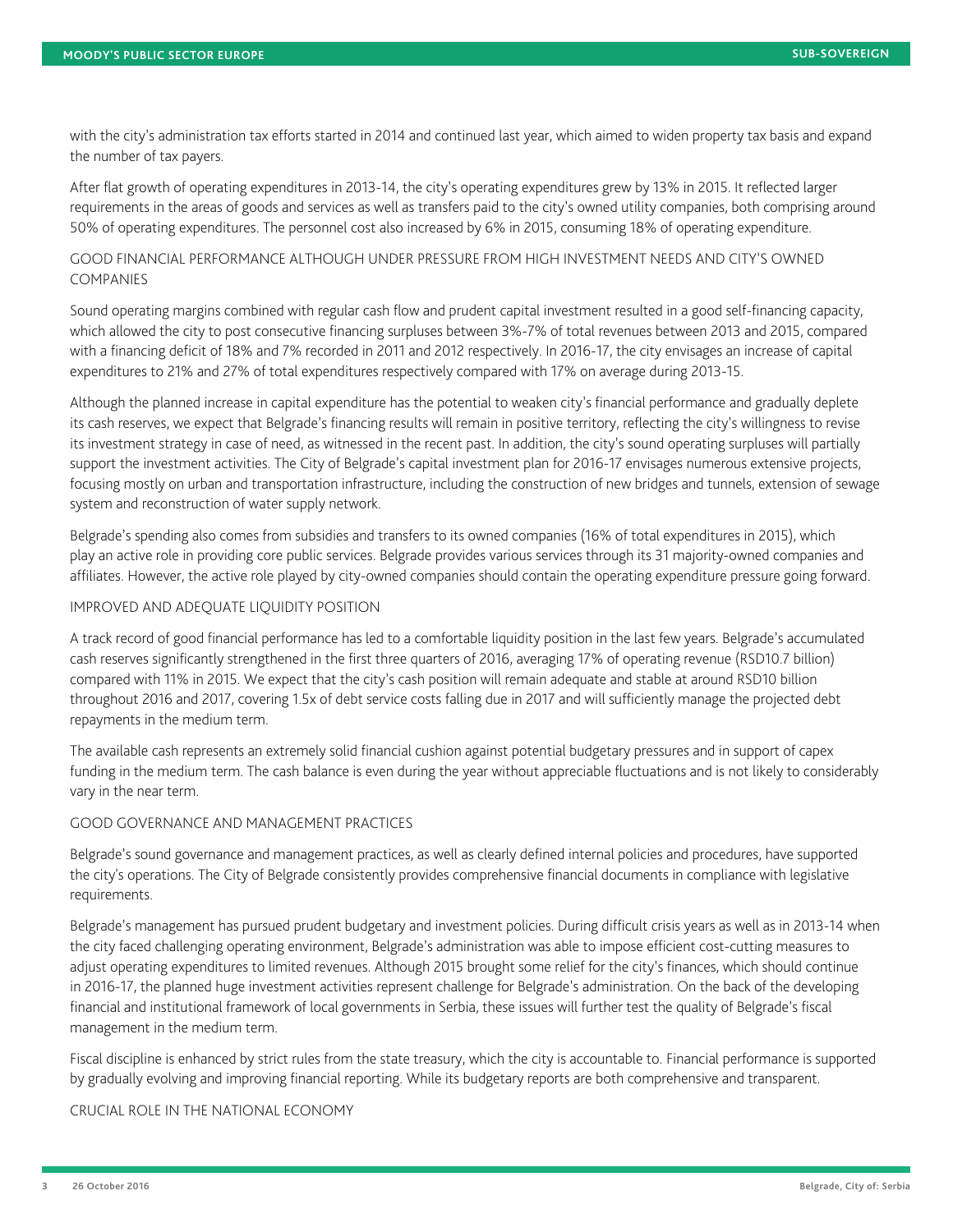with the city's administration tax efforts started in 2014 and continued last year, which aimed to widen property tax basis and expand the number of tax payers.

After flat growth of operating expenditures in 2013-14, the city's operating expenditures grew by 13% in 2015. It reflected larger requirements in the areas of goods and services as well as transfers paid to the city's owned utility companies, both comprising around 50% of operating expenditures. The personnel cost also increased by 6% in 2015, consuming 18% of operating expenditure.

### GOOD FINANCIAL PERFORMANCE ALTHOUGH UNDER PRESSURE FROM HIGH INVESTMENT NEEDS AND CITY'S OWNED COMPANIES

Sound operating margins combined with regular cash flow and prudent capital investment resulted in a good self-financing capacity, which allowed the city to post consecutive financing surpluses between 3%-7% of total revenues between 2013 and 2015, compared with a financing deficit of 18% and 7% recorded in 2011 and 2012 respectively. In 2016-17, the city envisages an increase of capital expenditures to 21% and 27% of total expenditures respectively compared with 17% on average during 2013-15.

Although the planned increase in capital expenditure has the potential to weaken city's financial performance and gradually deplete its cash reserves, we expect that Belgrade's financing results will remain in positive territory, reflecting the city's willingness to revise its investment strategy in case of need, as witnessed in the recent past. In addition, the city's sound operating surpluses will partially support the investment activities. The City of Belgrade's capital investment plan for 2016-17 envisages numerous extensive projects, focusing mostly on urban and transportation infrastructure, including the construction of new bridges and tunnels, extension of sewage system and reconstruction of water supply network.

Belgrade's spending also comes from subsidies and transfers to its owned companies (16% of total expenditures in 2015), which play an active role in providing core public services. Belgrade provides various services through its 31 majority-owned companies and affiliates. However, the active role played by city-owned companies should contain the operating expenditure pressure going forward.

### IMPROVED AND ADEQUATE LIQUIDITY POSITION

A track record of good financial performance has led to a comfortable liquidity position in the last few years. Belgrade's accumulated cash reserves significantly strengthened in the first three quarters of 2016, averaging 17% of operating revenue (RSD10.7 billion) compared with 11% in 2015. We expect that the city's cash position will remain adequate and stable at around RSD10 billion throughout 2016 and 2017, covering 1.5x of debt service costs falling due in 2017 and will sufficiently manage the projected debt repayments in the medium term.

The available cash represents an extremely solid financial cushion against potential budgetary pressures and in support of capex funding in the medium term. The cash balance is even during the year without appreciable fluctuations and is not likely to considerably vary in the near term.

### GOOD GOVERNANCE AND MANAGEMENT PRACTICES

Belgrade's sound governance and management practices, as well as clearly defined internal policies and procedures, have supported the city's operations. The City of Belgrade consistently provides comprehensive financial documents in compliance with legislative requirements.

Belgrade's management has pursued prudent budgetary and investment policies. During difficult crisis years as well as in 2013-14 when the city faced challenging operating environment, Belgrade's administration was able to impose efficient cost-cutting measures to adjust operating expenditures to limited revenues. Although 2015 brought some relief for the city's finances, which should continue in 2016-17, the planned huge investment activities represent challenge for Belgrade's administration. On the back of the developing financial and institutional framework of local governments in Serbia, these issues will further test the quality of Belgrade's fiscal management in the medium term.

Fiscal discipline is enhanced by strict rules from the state treasury, which the city is accountable to. Financial performance is supported by gradually evolving and improving financial reporting. While its budgetary reports are both comprehensive and transparent.

### CRUCIAL ROLE IN THE NATIONAL ECONOMY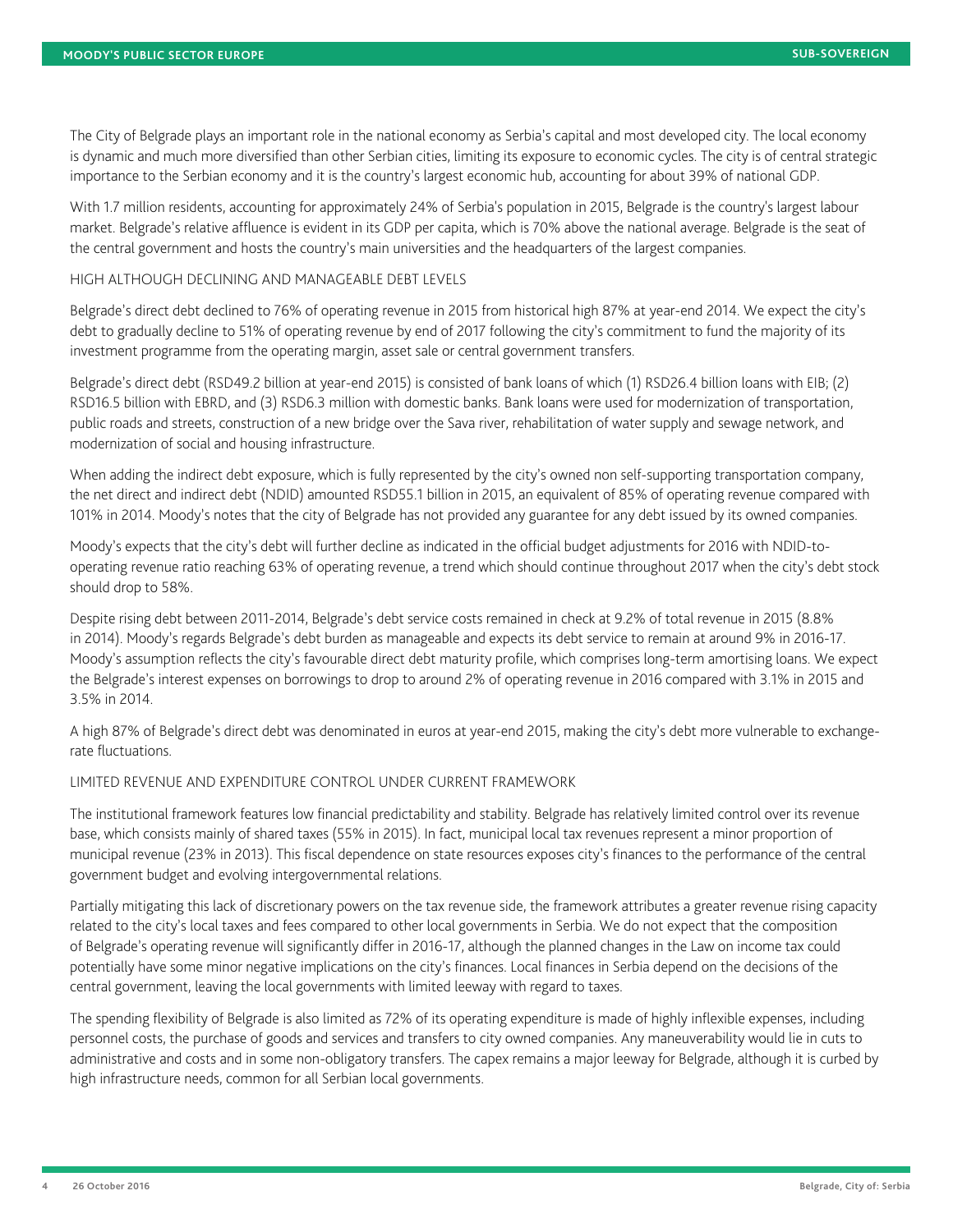The City of Belgrade plays an important role in the national economy as Serbia's capital and most developed city. The local economy is dynamic and much more diversified than other Serbian cities, limiting its exposure to economic cycles. The city is of central strategic importance to the Serbian economy and it is the country's largest economic hub, accounting for about 39% of national GDP.

With 1.7 million residents, accounting for approximately 24% of Serbia's population in 2015, Belgrade is the country's largest labour market. Belgrade's relative affluence is evident in its GDP per capita, which is 70% above the national average. Belgrade is the seat of the central government and hosts the country's main universities and the headquarters of the largest companies.

## HIGH ALTHOUGH DECLINING AND MANAGEABLE DEBT LEVELS

Belgrade's direct debt declined to 76% of operating revenue in 2015 from historical high 87% at year-end 2014. We expect the city's debt to gradually decline to 51% of operating revenue by end of 2017 following the city's commitment to fund the majority of its investment programme from the operating margin, asset sale or central government transfers.

Belgrade's direct debt (RSD49.2 billion at year-end 2015) is consisted of bank loans of which (1) RSD26.4 billion loans with EIB; (2) RSD16.5 billion with EBRD, and (3) RSD6.3 million with domestic banks. Bank loans were used for modernization of transportation, public roads and streets, construction of a new bridge over the Sava river, rehabilitation of water supply and sewage network, and modernization of social and housing infrastructure.

When adding the indirect debt exposure, which is fully represented by the city's owned non self-supporting transportation company, the net direct and indirect debt (NDID) amounted RSD55.1 billion in 2015, an equivalent of 85% of operating revenue compared with 101% in 2014. Moody's notes that the city of Belgrade has not provided any guarantee for any debt issued by its owned companies.

Moody's expects that the city's debt will further decline as indicated in the official budget adjustments for 2016 with NDID-to-operating revenue ratio reaching 63% of operating revenue, a trend which should continue throughout 2017 when the city's debt stock should drop to 58%.

Despite rising debt between 2011-2014, Belgrade's debt service costs remained in check at 9.2% of total revenue in 2015 (8.8% in 2014). Moody's regards Belgrade's debt burden as manageable and expects its debt service to remain at around 9% in 2016-17. Moody's assumption reflects the city's favourable direct debt maturity profile, which comprises long-term amortising loans. We expect the Belgrade's interest expenses on borrowings to drop to around 2% of operating revenue in 2016 compared with 3.1% in 2015 and 3.5% in 2014.

A high 87% of Belgrade's direct debt was denominated in euros at year-end 2015, making the city's debt more vulnerable to exchange-rate fluctuations.

## LIMITED REVENUE AND EXPENDITURE CONTROL UNDER CURRENT FRAMEWORK

The institutional framework features low financial predictability and stability. Belgrade has relatively limited control over its revenue base, which consists mainly of shared taxes (55% in 2015). In fact, municipal local tax revenues represent a minor proportion of municipal revenue (23% in 2013). This fiscal dependence on state resources exposes city's finances to the performance of the central government budget and evolving intergovernmental relations.

Partially mitigating this lack of discretionary powers on the tax revenue side, the framework attributes a greater revenue rising capacity related to the city's local taxes and fees compared to other local governments in Serbia. We do not expect that the composition of Belgrade's operating revenue will significantly differ in 2016-17, although the planned changes in the Law on income tax could potentially have some minor negative implications on the city's finances. Local finances in Serbia depend on the decisions of the central government, leaving the local governments with limited leeway with regard to taxes.

The spending flexibility of Belgrade is also limited as 72% of its operating expenditure is made of highly inflexible expenses, including personnel costs, the purchase of goods and services and transfers to city owned companies. Any maneuverability would lie in cuts to administrative and costs and in some non-obligatory transfers. The capex remains a major leeway for Belgrade, although it is curbed by high infrastructure needs, common for all Serbian local governments.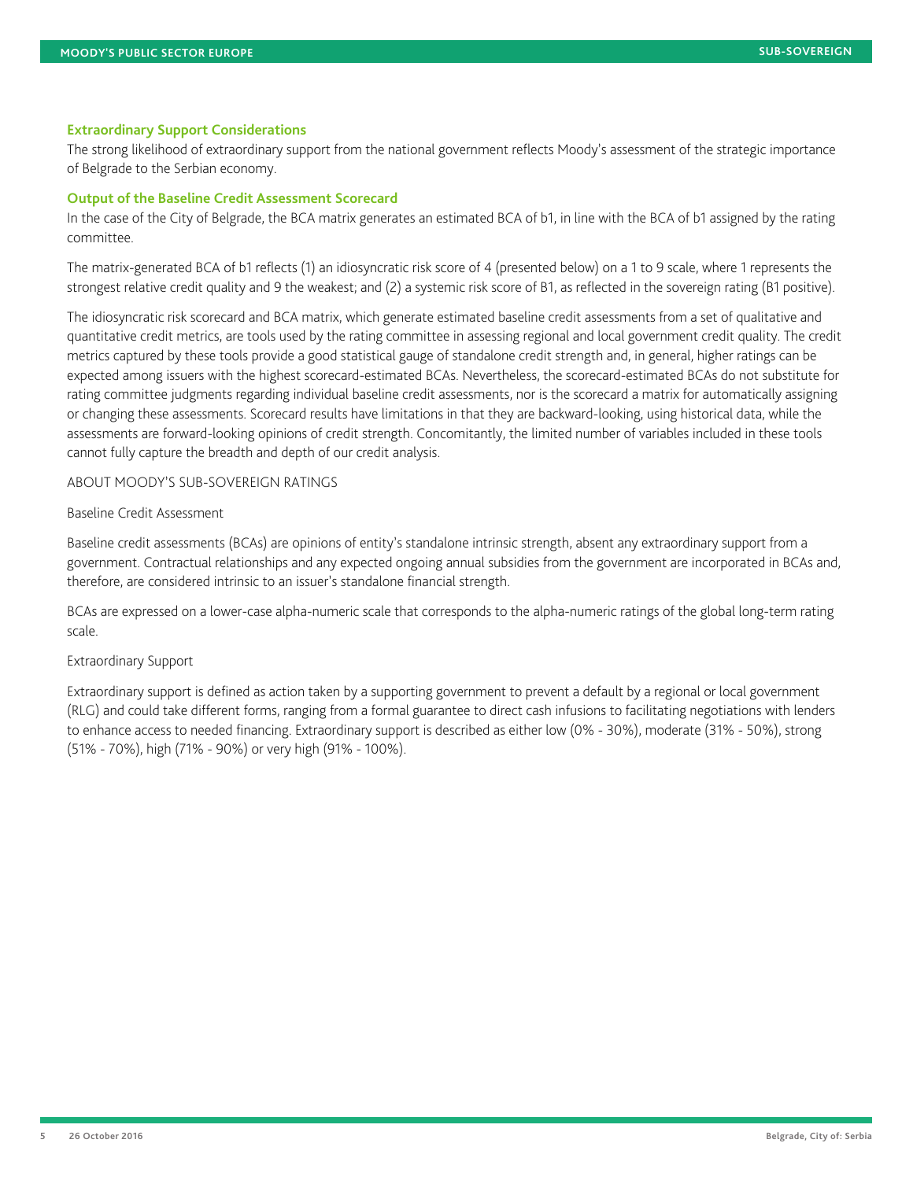### Extraordinary Support Considerations

The strong likelihood of extraordinary support from the national government reflects Moody's assessment of the strategic importance of Belgrade to the Serbian economy.

### Output of the Baseline Credit Assessment Scorecard

In the case of the City of Belgrade, the BCA matrix generates an estimated BCA of b1, in line with the BCA of b1 assigned by the rating committee.

The matrix-generated BCA of b1 reflects (1) an idiosyncratic risk score of 4 (presented below) on a 1 to 9 scale, where 1 represents the strongest relative credit quality and 9 the weakest; and (2) a systemic risk score of B1, as reflected in the sovereign rating (B1 positive).

The idiosyncratic risk scorecard and BCA matrix, which generate estimated baseline credit assessments from a set of qualitative and quantitative credit metrics, are tools used by the rating committee in assessing regional and local government credit quality. The credit metrics captured by these tools provide a good statistical gauge of standalone credit strength and, in general, higher ratings can be expected among issuers with the highest scorecard-estimated BCAs. Nevertheless, the scorecard-estimated BCAs do not substitute for rating committee judgments regarding individual baseline credit assessments, nor is the scorecard a matrix for automatically assigning or changing these assessments. Scorecard results have limitations in that they are backward-looking, using historical data, while the assessments are forward-looking opinions of credit strength. Concomitantly, the limited number of variables included in these tools cannot fully capture the breadth and depth of our credit analysis.

ABOUT MOODY'S SUB-SOVEREIGN RATINGS

Baseline Credit Assessment

Baseline credit assessments (BCAs) are opinions of entity's standalone intrinsic strength, absent any extraordinary support from a government. Contractual relationships and any expected ongoing annual subsidies from the government are incorporated in BCAs and, therefore, are considered intrinsic to an issuer's standalone financial strength.

BCAs are expressed on a lower-case alpha-numeric scale that corresponds to the alpha-numeric ratings of the global long-term rating scale.

Extraordinary Support

Extraordinary support is defined as action taken by a supporting government to prevent a default by a regional or local government (RLG) and could take different forms, ranging from a formal guarantee to direct cash infusions to facilitating negotiations with lenders to enhance access to needed financing. Extraordinary support is described as either low (0% - 30%), moderate (31% - 50%), strong (51% - 70%), high (71% - 90%) or very high (91% - 100%).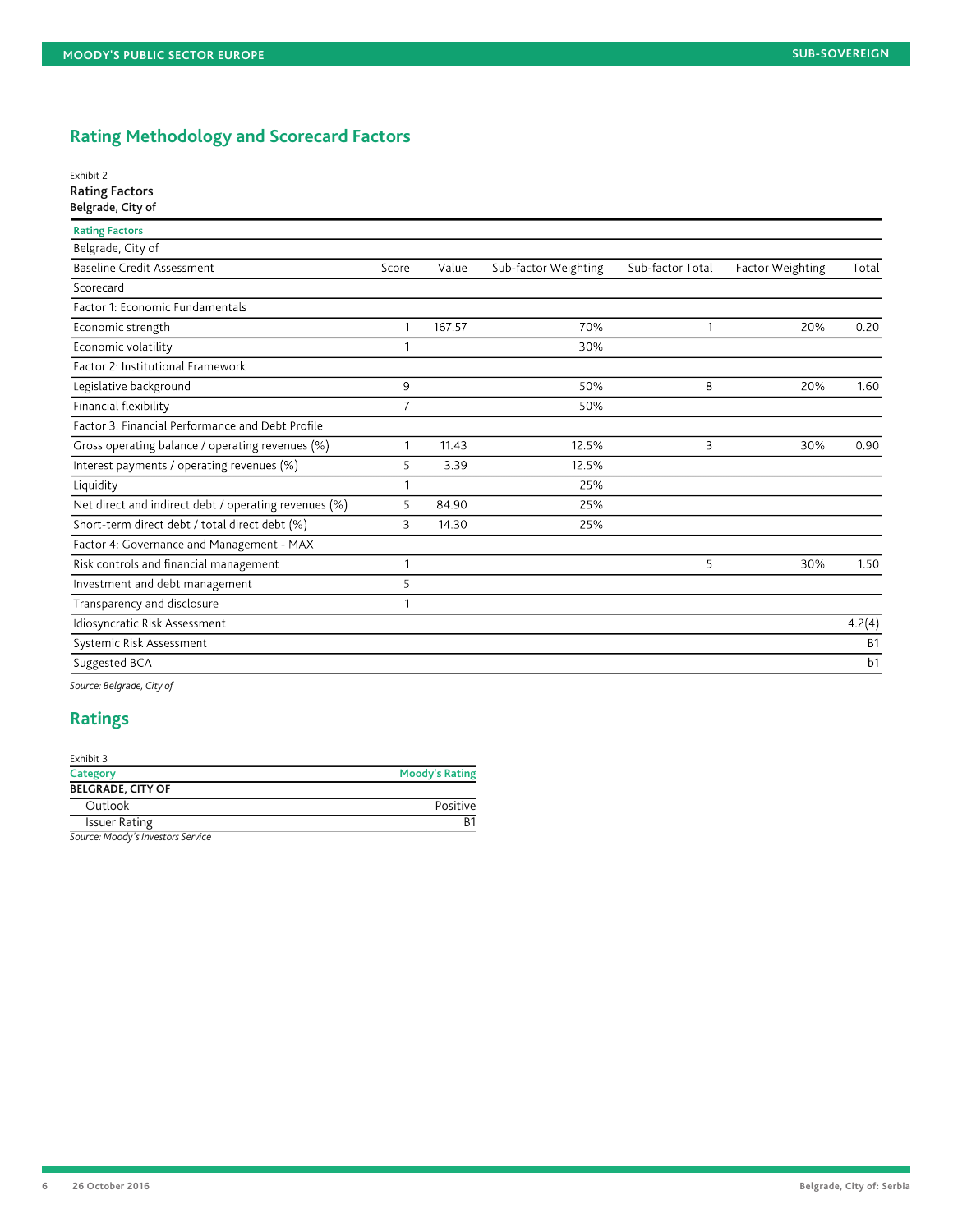## Rating Methodology and Scorecard Factors

Exhibit 2
**Rating Factors**
**Belgrade, City of**

| Rating Factors | | | | | | |
|---|---|---|---|---|---|---|
| Belgrade, City of | | | | | | |
| Baseline Credit Assessment | Score | Value | Sub-factor Weighting | Sub-factor Total | Factor Weighting | Total |
| Scorecard | | | | | | |
| Factor 1: Economic Fundamentals | | | | | | |
| Economic strength | 1 | 167.57 | 70% | 1 | 20% | 0.20 |
| Economic volatility | 1 | | 30% | | | |
| Factor 2: Institutional Framework | | | | | | |
| Legislative background | 9 | | 50% | 8 | 20% | 1.60 |
| Financial flexibility | 7 | | 50% | | | |
| Factor 3: Financial Performance and Debt Profile | | | | | | |
| Gross operating balance / operating revenues (%) | 1 | 11.43 | 12.5% | 3 | 30% | 0.90 |
| Interest payments / operating revenues (%) | 5 | 3.39 | 12.5% | | | |
| Liquidity | 1 | | 25% | | | |
| Net direct and indirect debt / operating revenues (%) | 5 | 84.90 | 25% | | | |
| Short-term direct debt / total direct debt (%) | 3 | 14.30 | 25% | | | |
| Factor 4: Governance and Management - MAX | | | | | | |
| Risk controls and financial management | 1 | | | 5 | 30% | 1.50 |
| Investment and debt management | 5 | | | | | |
| Transparency and disclosure | 1 | | | | | |
| Idiosyncratic Risk Assessment | | | | | | 4.2(4) |
| Systemic Risk Assessment | | | | | | B1 |
| Suggested BCA | | | | | | b1 |

*Source: Belgrade, City of*

## Ratings

Exhibit 3

| Category | Moody's Rating |
|---|---|
| **BELGRADE, CITY OF** | |
| Outlook | Positive |
| Issuer Rating | B1 |

*Source: Moody's Investors Service*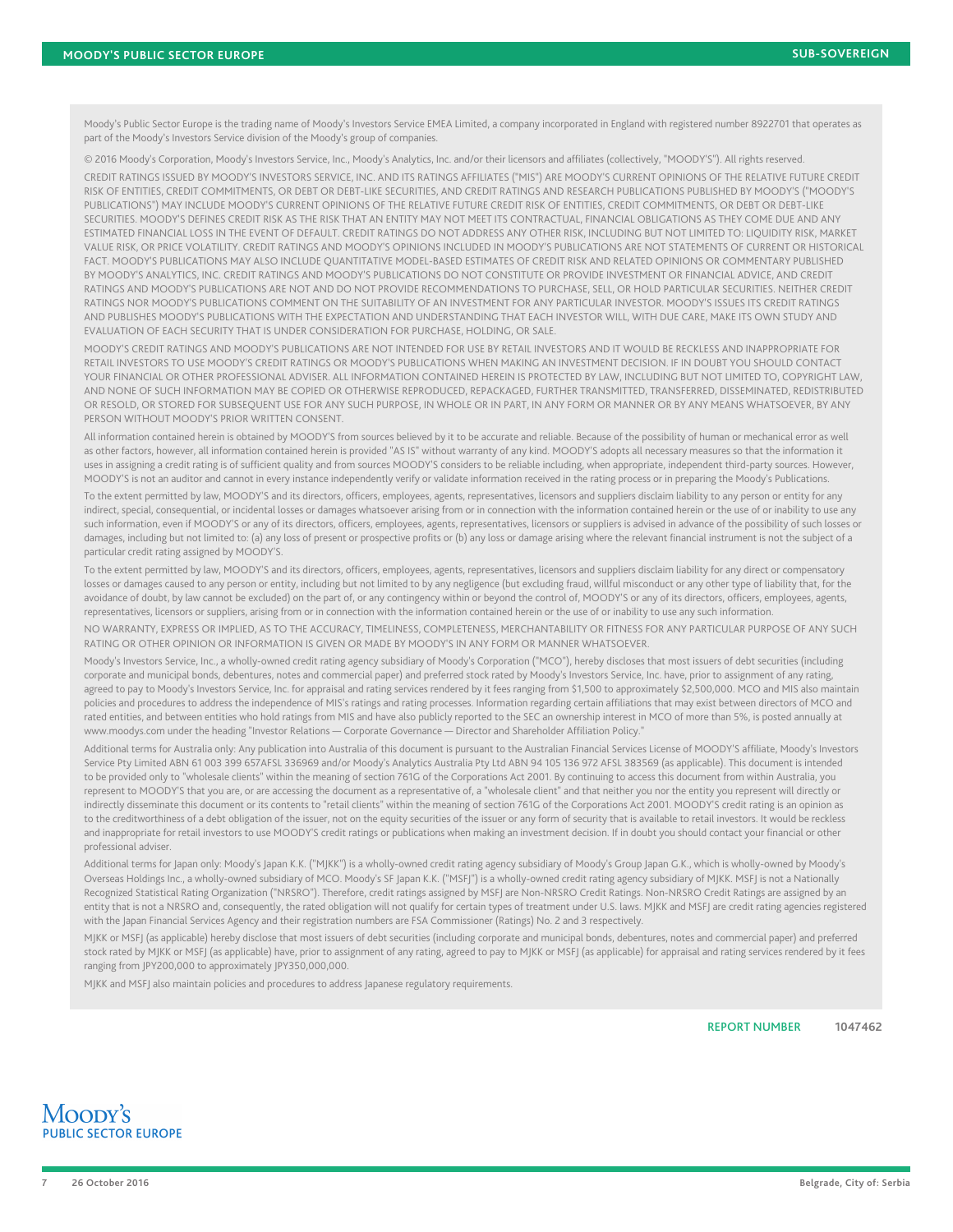Moody's Public Sector Europe is the trading name of Moody's Investors Service EMEA Limited, a company incorporated in England with registered number 8922701 that operates as part of the Moody's Investors Service division of the Moody's group of companies.

© 2016 Moody's Corporation, Moody's Investors Service, Inc., Moody's Analytics, Inc. and/or their licensors and affiliates (collectively, "MOODY'S"). All rights reserved.

CREDIT RATINGS ISSUED BY MOODY'S INVESTORS SERVICE, INC. AND ITS RATINGS AFFILIATES ("MIS") ARE MOODY'S CURRENT OPINIONS OF THE RELATIVE FUTURE CREDIT RISK OF ENTITIES, CREDIT COMMITMENTS, OR DEBT OR DEBT-LIKE SECURITIES, AND CREDIT RATINGS AND RESEARCH PUBLICATIONS PUBLISHED BY MOODY'S ("MOODY'S PUBLICATIONS") MAY INCLUDE MOODY'S CURRENT OPINIONS OF THE RELATIVE FUTURE CREDIT RISK OF ENTITIES, CREDIT COMMITMENTS, OR DEBT OR DEBT-LIKE SECURITIES. MOODY'S DEFINES CREDIT RISK AS THE RISK THAT AN ENTITY MAY NOT MEET ITS CONTRACTUAL, FINANCIAL OBLIGATIONS AS THEY COME DUE AND ANY ESTIMATED FINANCIAL LOSS IN THE EVENT OF DEFAULT. CREDIT RATINGS DO NOT ADDRESS ANY OTHER RISK, INCLUDING BUT NOT LIMITED TO: LIQUIDITY RISK, MARKET VALUE RISK, OR PRICE VOLATILITY. CREDIT RATINGS AND MOODY'S OPINIONS INCLUDED IN MOODY'S PUBLICATIONS ARE NOT STATEMENTS OF CURRENT OR HISTORICAL FACT. MOODY'S PUBLICATIONS MAY ALSO INCLUDE QUANTITATIVE MODEL-BASED ESTIMATES OF CREDIT RISK AND RELATED OPINIONS OR COMMENTARY PUBLISHED BY MOODY'S ANALYTICS, INC. CREDIT RATINGS AND MOODY'S PUBLICATIONS DO NOT CONSTITUTE OR PROVIDE INVESTMENT OR FINANCIAL ADVICE, AND CREDIT RATINGS AND MOODY'S PUBLICATIONS ARE NOT AND DO NOT PROVIDE RECOMMENDATIONS TO PURCHASE, SELL, OR HOLD PARTICULAR SECURITIES. NEITHER CREDIT RATINGS NOR MOODY'S PUBLICATIONS COMMENT ON THE SUITABILITY OF AN INVESTMENT FOR ANY PARTICULAR INVESTOR. MOODY'S ISSUES ITS CREDIT RATINGS AND PUBLISHES MOODY'S PUBLICATIONS WITH THE EXPECTATION AND UNDERSTANDING THAT EACH INVESTOR WILL, WITH DUE CARE, MAKE ITS OWN STUDY AND EVALUATION OF EACH SECURITY THAT IS UNDER CONSIDERATION FOR PURCHASE, HOLDING, OR SALE.

MOODY'S CREDIT RATINGS AND MOODY'S PUBLICATIONS ARE NOT INTENDED FOR USE BY RETAIL INVESTORS AND IT WOULD BE RECKLESS AND INAPPROPRIATE FOR RETAIL INVESTORS TO USE MOODY'S CREDIT RATINGS OR MOODY'S PUBLICATIONS WHEN MAKING AN INVESTMENT DECISION. IF IN DOUBT YOU SHOULD CONTACT YOUR FINANCIAL OR OTHER PROFESSIONAL ADVISER. ALL INFORMATION CONTAINED HEREIN IS PROTECTED BY LAW, INCLUDING BUT NOT LIMITED TO, COPYRIGHT LAW, AND NONE OF SUCH INFORMATION MAY BE COPIED OR OTHERWISE REPRODUCED, REPACKAGED, FURTHER TRANSMITTED, TRANSFERRED, DISSEMINATED, REDISTRIBUTED OR RESOLD, OR STORED FOR SUBSEQUENT USE FOR ANY SUCH PURPOSE, IN WHOLE OR IN PART, IN ANY FORM OR MANNER OR BY ANY MEANS WHATSOEVER, BY ANY PERSON WITHOUT MOODY'S PRIOR WRITTEN CONSENT.

All information contained herein is obtained by MOODY'S from sources believed by it to be accurate and reliable. Because of the possibility of human or mechanical error as well as other factors, however, all information contained herein is provided "AS IS" without warranty of any kind. MOODY'S adopts all necessary measures so that the information it uses in assigning a credit rating is of sufficient quality and from sources MOODY'S considers to be reliable including, when appropriate, independent third-party sources. However, MOODY'S is not an auditor and cannot in every instance independently verify or validate information received in the rating process or in preparing the Moody's Publications.

To the extent permitted by law, MOODY'S and its directors, officers, employees, agents, representatives, licensors and suppliers disclaim liability to any person or entity for any indirect, special, consequential, or incidental losses or damages whatsoever arising from or in connection with the information contained herein or the use of or inability to use any such information, even if MOODY'S or any of its directors, officers, employees, agents, representatives, licensors or suppliers is advised in advance of the possibility of such losses or damages, including but not limited to: (a) any loss of present or prospective profits or (b) any loss or damage arising where the relevant financial instrument is not the subject of a particular credit rating assigned by MOODY'S.

To the extent permitted by law, MOODY'S and its directors, officers, employees, agents, representatives, licensors and suppliers disclaim liability for any direct or compensatory losses or damages caused to any person or entity, including but not limited to by any negligence (but excluding fraud, willful misconduct or any other type of liability that, for the avoidance of doubt, by law cannot be excluded) on the part of, or any contingency within or beyond the control of, MOODY'S or any of its directors, officers, employees, agents, representatives, licensors or suppliers, arising from or in connection with the information contained herein or the use of or inability to use any such information.

NO WARRANTY, EXPRESS OR IMPLIED, AS TO THE ACCURACY, TIMELINESS, COMPLETENESS, MERCHANTABILITY OR FITNESS FOR ANY PARTICULAR PURPOSE OF ANY SUCH RATING OR OTHER OPINION OR INFORMATION IS GIVEN OR MADE BY MOODY'S IN ANY FORM OR MANNER WHATSOEVER.

Moody's Investors Service, Inc., a wholly-owned credit rating agency subsidiary of Moody's Corporation ("MCO"), hereby discloses that most issuers of debt securities (including corporate and municipal bonds, debentures, notes and commercial paper) and preferred stock rated by Moody's Investors Service, Inc. have, prior to assignment of any rating, agreed to pay to Moody's Investors Service, Inc. for appraisal and rating services rendered by it fees ranging from $1,500 to approximately $2,500,000. MCO and MIS also maintain policies and procedures to address the independence of MIS's ratings and rating processes. Information regarding certain affiliations that may exist between directors of MCO and rated entities, and between entities who hold ratings from MIS and have also publicly reported to the SEC an ownership interest in MCO of more than 5%, is posted annually at www.moodys.com under the heading "Investor Relations — Corporate Governance — Director and Shareholder Affiliation Policy."

Additional terms for Australia only: Any publication into Australia of this document is pursuant to the Australian Financial Services License of MOODY'S affiliate, Moody's Investors Service Pty Limited ABN 61 003 399 657AFSL 336969 and/or Moody's Analytics Australia Pty Ltd ABN 94 105 136 972 AFSL 383569 (as applicable). This document is intended to be provided only to "wholesale clients" within the meaning of section 761G of the Corporations Act 2001. By continuing to access this document from within Australia, you represent to MOODY'S that you are, or are accessing the document as a representative of, a "wholesale client" and that neither you nor the entity you represent will directly or indirectly disseminate this document or its contents to "retail clients" within the meaning of section 761G of the Corporations Act 2001. MOODY'S credit rating is an opinion as to the creditworthiness of a debt obligation of the issuer, not on the equity securities of the issuer or any form of security that is available to retail investors. It would be reckless and inappropriate for retail investors to use MOODY'S credit ratings or publications when making an investment decision. If in doubt you should contact your financial or other professional adviser.

Additional terms for Japan only: Moody's Japan K.K. ("MJKK") is a wholly-owned credit rating agency subsidiary of Moody's Group Japan G.K., which is wholly-owned by Moody's Overseas Holdings Inc., a wholly-owned subsidiary of MCO. Moody's SF Japan K.K. ("MSFJ") is a wholly-owned credit rating agency subsidiary of MJKK. MSFJ is not a Nationally Recognized Statistical Rating Organization ("NRSRO"). Therefore, credit ratings assigned by MSFJ are Non-NRSRO Credit Ratings. Non-NRSRO Credit Ratings are assigned by an entity that is not a NRSRO and, consequently, the rated obligation will not qualify for certain types of treatment under U.S. laws. MJKK and MSFJ are credit rating agencies registered with the Japan Financial Services Agency and their registration numbers are FSA Commissioner (Ratings) No. 2 and 3 respectively.

MJKK or MSFJ (as applicable) hereby disclose that most issuers of debt securities (including corporate and municipal bonds, debentures, notes and commercial paper) and preferred stock rated by MJKK or MSFJ (as applicable) have, prior to assignment of any rating, agreed to pay to MJKK or MSFJ (as applicable) for appraisal and rating services rendered by it fees ranging from JPY200,000 to approximately JPY350,000,000.

MJKK and MSFJ also maintain policies and procedures to address Japanese regulatory requirements.

REPORT NUMBER 1047462

Moody's
PUBLIC SECTOR EUROPE